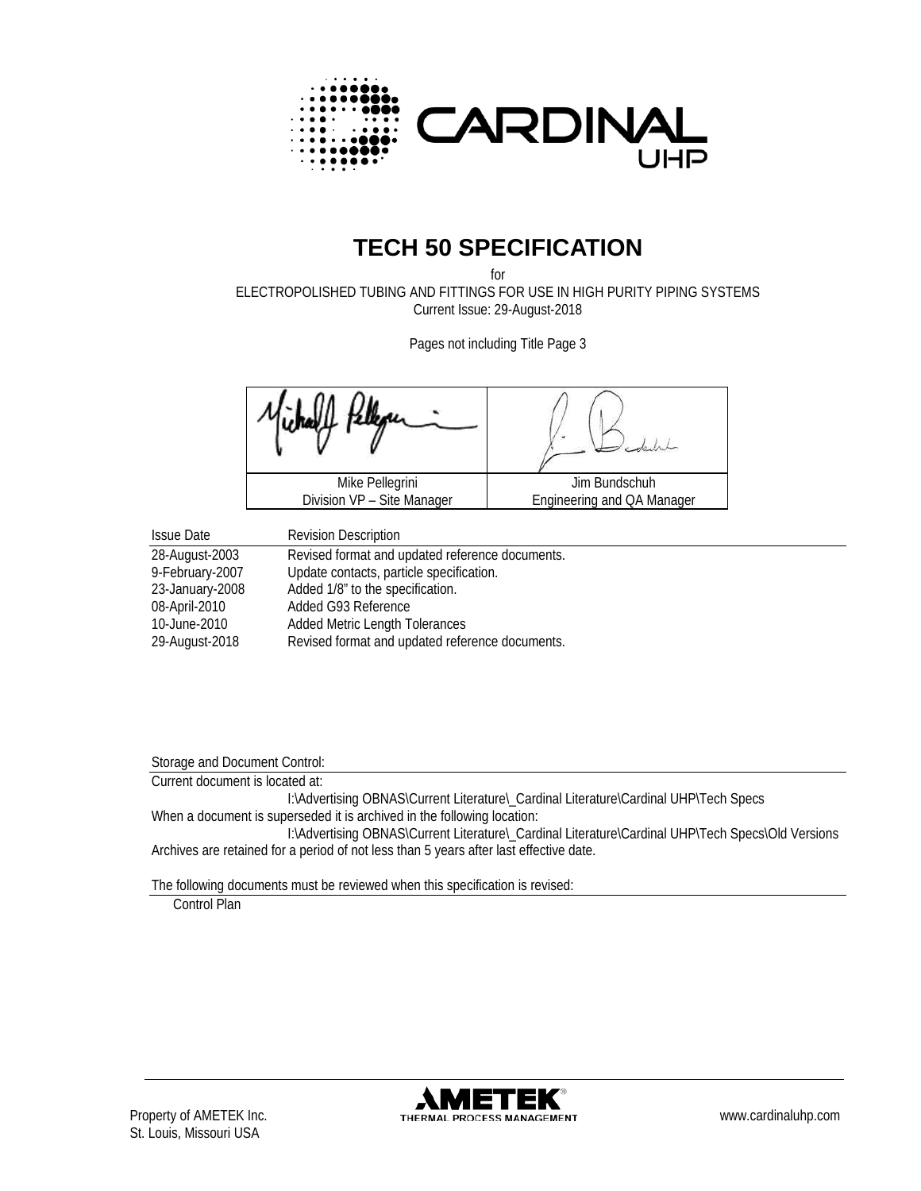CARDINAL UHP

# TECH 50 SPECIFICATION

for

ELECTROPOLISHED TUBING AND FITTINGS FOR USE IN HIGH PURITY PIPING SYSTEMS

Current Issue: 29-August-2018

Pages not including Title Page 3

| Mike Pellegrini | Jim Bundschuh |
|---|---|
| Division VP – Site Manager | Engineering and QA Manager |

| Issue Date | Revision Description |
|---|---|
| 28-August-2003 | Revised format and updated reference documents. |
| 9-February-2007 | Update contacts, particle specification. |
| 23-January-2008 | Added 1/8" to the specification. |
| 08-April-2010 | Added G93 Reference |
| 10-June-2010 | Added Metric Length Tolerances |
| 29-August-2018 | Revised format and updated reference documents. |

Storage and Document Control:

Current document is located at:

I:\Advertising OBNAS\Current Literature\_Cardinal Literature\Cardinal UHP\Tech Specs

When a document is superseded it is archived in the following location:

I:\Advertising OBNAS\Current Literature\_Cardinal Literature\Cardinal UHP\Tech Specs\Old Versions

Archives are retained for a period of not less than 5 years after last effective date.

The following documents must be reviewed when this specification is revised:

Control Plan

Property of AMETEK Inc.
St. Louis, Missouri USA

AMETEK® THERMAL PROCESS MANAGEMENT

www.cardinaluhp.com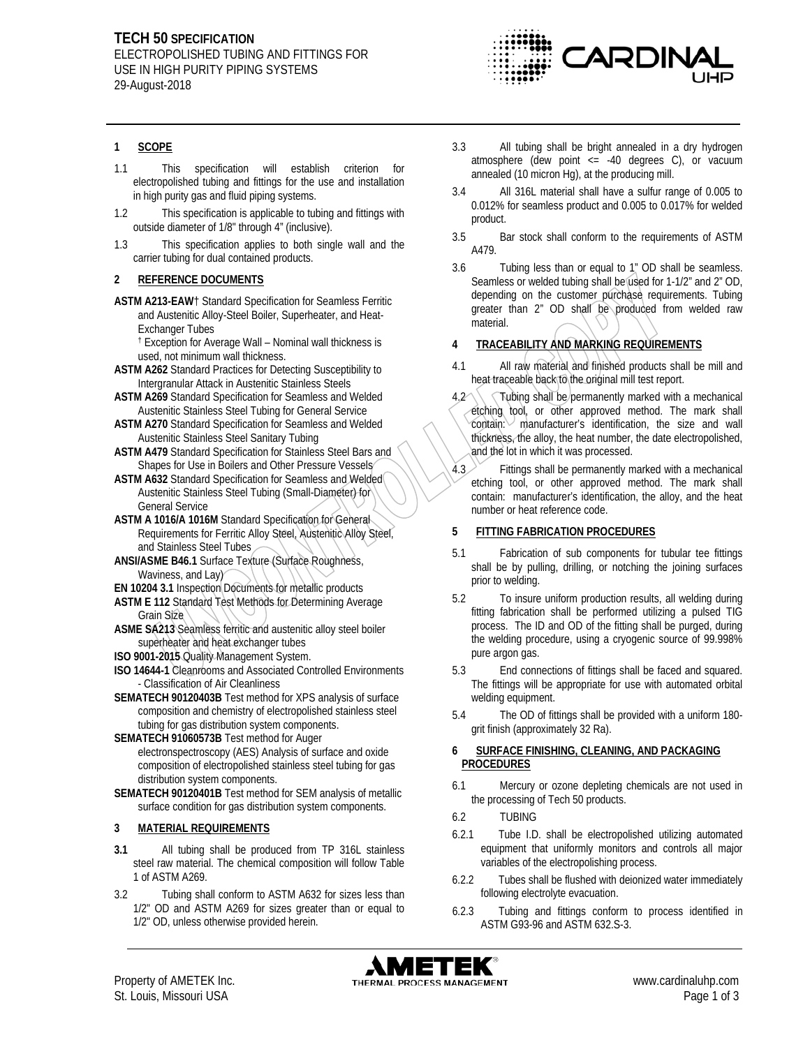**TECH 50 SPECIFICATION**
ELECTROPOLISHED TUBING AND FITTINGS FOR USE IN HIGH PURITY PIPING SYSTEMS
29-August-2018

## 1 SCOPE

1.1 This specification will establish criterion for electropolished tubing and fittings for the use and installation in high purity gas and fluid piping systems.

1.2 This specification is applicable to tubing and fittings with outside diameter of 1/8" through 4" (inclusive).

1.3 This specification applies to both single wall and the carrier tubing for dual contained products.

## 2 REFERENCE DOCUMENTS

**ASTM A213-EAW**† Standard Specification for Seamless Ferritic and Austenitic Alloy-Steel Boiler, Superheater, and Heat-Exchanger Tubes
† Exception for Average Wall – Nominal wall thickness is used, not minimum wall thickness.

**ASTM A262** Standard Practices for Detecting Susceptibility to Intergranular Attack in Austenitic Stainless Steels

**ASTM A269** Standard Specification for Seamless and Welded Austenitic Stainless Steel Tubing for General Service

**ASTM A270** Standard Specification for Seamless and Welded Austenitic Stainless Steel Sanitary Tubing

**ASTM A479** Standard Specification for Stainless Steel Bars and Shapes for Use in Boilers and Other Pressure Vessels

**ASTM A632** Standard Specification for Seamless and Welded Austenitic Stainless Steel Tubing (Small-Diameter) for General Service

**ASTM A 1016/A 1016M** Standard Specification for General Requirements for Ferritic Alloy Steel, Austenitic Alloy Steel, and Stainless Steel Tubes

**ANSI/ASME B46.1** Surface Texture (Surface Roughness, Waviness, and Lay)

**EN 10204 3.1** Inspection Documents for metallic products

**ASTM E 112** Standard Test Methods for Determining Average Grain Size

**ASME SA213** Seamless ferritic and austenitic alloy steel boiler superheater and heat exchanger tubes

**ISO 9001-2015** Quality Management System.

**ISO 14644-1** Cleanrooms and Associated Controlled Environments - Classification of Air Cleanliness

**SEMATECH 90120403B** Test method for XPS analysis of surface composition and chemistry of electropolished stainless steel tubing for gas distribution system components.

**SEMATECH 91060573B** Test method for Auger electronspectroscopy (AES) Analysis of surface and oxide composition of electropolished stainless steel tubing for gas distribution system components.

**SEMATECH 90120401B** Test method for SEM analysis of metallic surface condition for gas distribution system components.

## 3 MATERIAL REQUIREMENTS

**3.1** All tubing shall be produced from TP 316L stainless steel raw material. The chemical composition will follow Table 1 of ASTM A269.

3.2 Tubing shall conform to ASTM A632 for sizes less than 1/2" OD and ASTM A269 for sizes greater than or equal to 1/2" OD, unless otherwise provided herein.

3.3 All tubing shall be bright annealed in a dry hydrogen atmosphere (dew point <= -40 degrees C), or vacuum annealed (10 micron Hg), at the producing mill.

3.4 All 316L material shall have a sulfur range of 0.005 to 0.012% for seamless product and 0.005 to 0.017% for welded product.

3.5 Bar stock shall conform to the requirements of ASTM A479.

3.6 Tubing less than or equal to 1" OD shall be seamless. Seamless or welded tubing shall be used for 1-1/2" and 2" OD, depending on the customer purchase requirements. Tubing greater than 2" OD shall be produced from welded raw material.

## 4 TRACEABILITY AND MARKING REQUIREMENTS

4.1 All raw material and finished products shall be mill and heat traceable back to the original mill test report.

4.2 Tubing shall be permanently marked with a mechanical etching tool, or other approved method. The mark shall contain: manufacturer's identification, the size and wall thickness, the alloy, the heat number, the date electropolished, and the lot in which it was processed.

4.3 Fittings shall be permanently marked with a mechanical etching tool, or other approved method. The mark shall contain: manufacturer's identification, the alloy, and the heat number or heat reference code.

## 5 FITTING FABRICATION PROCEDURES

5.1 Fabrication of sub components for tubular tee fittings shall be by pulling, drilling, or notching the joining surfaces prior to welding.

5.2 To insure uniform production results, all welding during fitting fabrication shall be performed utilizing a pulsed TIG process. The ID and OD of the fitting shall be purged, during the welding procedure, using a cryogenic source of 99.998% pure argon gas.

5.3 End connections of fittings shall be faced and squared. The fittings will be appropriate for use with automated orbital welding equipment.

5.4 The OD of fittings shall be provided with a uniform 180-grit finish (approximately 32 Ra).

## 6 SURFACE FINISHING, CLEANING, AND PACKAGING PROCEDURES

6.1 Mercury or ozone depleting chemicals are not used in the processing of Tech 50 products.

6.2 TUBING

6.2.1 Tube I.D. shall be electropolished utilizing automated equipment that uniformly monitors and controls all major variables of the electropolishing process.

6.2.2 Tubes shall be flushed with deionized water immediately following electrolyte evacuation.

6.2.3 Tubing and fittings conform to process identified in ASTM G93-96 and ASTM 632.S-3.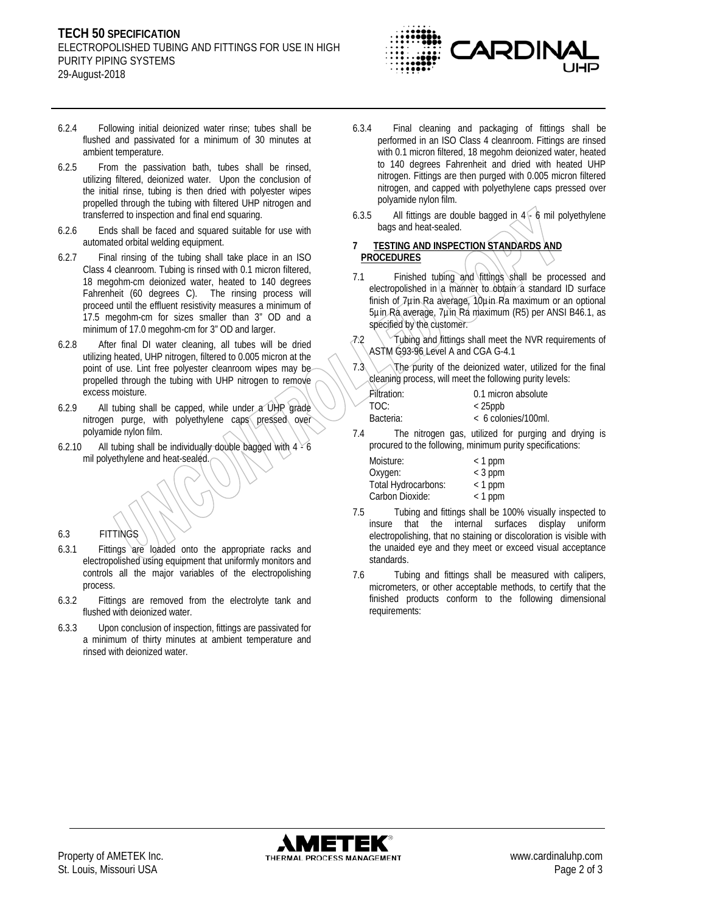6.2.4 Following initial deionized water rinse; tubes shall be flushed and passivated for a minimum of 30 minutes at ambient temperature.

6.2.5 From the passivation bath, tubes shall be rinsed, utilizing filtered, deionized water. Upon the conclusion of the initial rinse, tubing is then dried with polyester wipes propelled through the tubing with filtered UHP nitrogen and transferred to inspection and final end squaring.

6.2.6 Ends shall be faced and squared suitable for use with automated orbital welding equipment.

6.2.7 Final rinsing of the tubing shall take place in an ISO Class 4 cleanroom. Tubing is rinsed with 0.1 micron filtered, 18 megohm-cm deionized water, heated to 140 degrees Fahrenheit (60 degrees C). The rinsing process will proceed until the effluent resistivity measures a minimum of 17.5 megohm-cm for sizes smaller than 3" OD and a minimum of 17.0 megohm-cm for 3" OD and larger.

6.2.8 After final DI water cleaning, all tubes will be dried utilizing heated, UHP nitrogen, filtered to 0.005 micron at the point of use. Lint free polyester cleanroom wipes may be propelled through the tubing with UHP nitrogen to remove excess moisture.

6.2.9 All tubing shall be capped, while under a UHP grade nitrogen purge, with polyethylene caps pressed over polyamide nylon film.

6.2.10 All tubing shall be individually double bagged with 4 - 6 mil polyethylene and heat-sealed.

6.3 FITTINGS

6.3.1 Fittings are loaded onto the appropriate racks and electropolished using equipment that uniformly monitors and controls all the major variables of the electropolishing process.

6.3.2 Fittings are removed from the electrolyte tank and flushed with deionized water.

6.3.3 Upon conclusion of inspection, fittings are passivated for a minimum of thirty minutes at ambient temperature and rinsed with deionized water.

6.3.4 Final cleaning and packaging of fittings shall be performed in an ISO Class 4 cleanroom. Fittings are rinsed with 0.1 micron filtered, 18 megohm deionized water, heated to 140 degrees Fahrenheit and dried with heated UHP nitrogen. Fittings are then purged with 0.005 micron filtered nitrogen, and capped with polyethylene caps pressed over polyamide nylon film.

6.3.5 All fittings are double bagged in 4 - 6 mil polyethylene bags and heat-sealed.

## 7 TESTING AND INSPECTION STANDARDS AND PROCEDURES

7.1 Finished tubing and fittings shall be processed and electropolished in a manner to obtain a standard ID surface finish of 7µin Ra average, 10µin Ra maximum or an optional 5µin Ra average, 7µin Ra maximum (R5) per ANSI B46.1, as specified by the customer.

7.2 Tubing and fittings shall meet the NVR requirements of ASTM G93-96 Level A and CGA G-4.1

7.3 The purity of the deionized water, utilized for the final cleaning process, will meet the following purity levels:

| | |
|---|---|
| Filtration: | 0.1 micron absolute |
| TOC: | < 25ppb |
| Bacteria: | < 6 colonies/100ml. |

7.4 The nitrogen gas, utilized for purging and drying is procured to the following, minimum purity specifications:

| | |
|---|---|
| Moisture: | < 1 ppm |
| Oxygen: | < 3 ppm |
| Total Hydrocarbons: | < 1 ppm |
| Carbon Dioxide: | < 1 ppm |

7.5 Tubing and fittings shall be 100% visually inspected to insure that the internal surfaces display uniform electropolishing, that no staining or discoloration is visible with the unaided eye and they meet or exceed visual acceptance standards.

7.6 Tubing and fittings shall be measured with calipers, micrometers, or other acceptable methods, to certify that the finished products conform to the following dimensional requirements: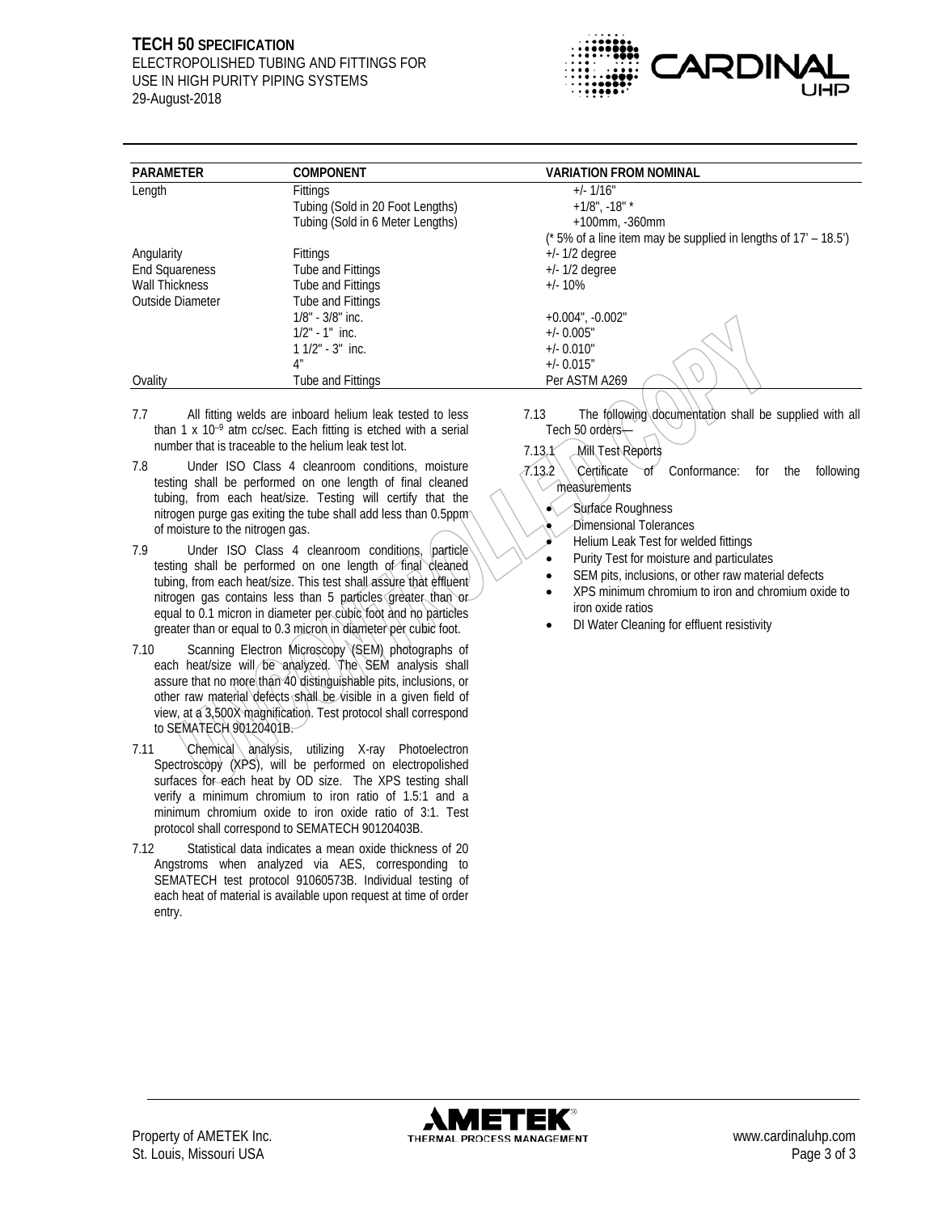| PARAMETER | COMPONENT | VARIATION FROM NOMINAL |
|---|---|---|
| Length | Fittings | +/- 1/16" |
| | Tubing (Sold in 20 Foot Lengths) | +1/8", -18" * |
| | Tubing (Sold in 6 Meter Lengths) | +100mm, -360mm |
| | | (* 5% of a line item may be supplied in lengths of 17' – 18.5') |
| Angularity | Fittings | +/- 1/2 degree |
| End Squareness | Tube and Fittings | +/- 1/2 degree |
| Wall Thickness | Tube and Fittings | +/- 10% |
| Outside Diameter | Tube and Fittings | |
| | 1/8" - 3/8" inc. | +0.004", -0.002" |
| | 1/2" - 1" inc. | +/- 0.005" |
| | 1 1/2" - 3" inc. | +/- 0.010" |
| | 4" | +/- 0.015" |
| Ovality | Tube and Fittings | Per ASTM A269 |

7.7 All fitting welds are inboard helium leak tested to less than $1 \times 10^{-9}$ atm cc/sec. Each fitting is etched with a serial number that is traceable to the helium leak test lot.

7.8 Under ISO Class 4 cleanroom conditions, moisture testing shall be performed on one length of final cleaned tubing, from each heat/size. Testing will certify that the nitrogen purge gas exiting the tube shall add less than 0.5ppm of moisture to the nitrogen gas.

7.9 Under ISO Class 4 cleanroom conditions, particle testing shall be performed on one length of final cleaned tubing, from each heat/size. This test shall assure that effluent nitrogen gas contains less than 5 particles greater than or equal to 0.1 micron in diameter per cubic foot and no particles greater than or equal to 0.3 micron in diameter per cubic foot.

7.10 Scanning Electron Microscopy (SEM) photographs of each heat/size will be analyzed. The SEM analysis shall assure that no more than 40 distinguishable pits, inclusions, or other raw material defects shall be visible in a given field of view, at a 3,500X magnification. Test protocol shall correspond to SEMATECH 90120401B.

7.11 Chemical analysis, utilizing X-ray Photoelectron Spectroscopy (XPS), will be performed on electropolished surfaces for each heat by OD size. The XPS testing shall verify a minimum chromium to iron ratio of 1.5:1 and a minimum chromium oxide to iron oxide ratio of 3:1. Test protocol shall correspond to SEMATECH 90120403B.

7.12 Statistical data indicates a mean oxide thickness of 20 Angstroms when analyzed via AES, corresponding to SEMATECH test protocol 91060573B. Individual testing of each heat of material is available upon request at time of order entry.

7.13 The following documentation shall be supplied with all Tech 50 orders—

7.13.1 Mill Test Reports

7.13.2 Certificate of Conformance: for the following measurements

- Surface Roughness
- Dimensional Tolerances
- Helium Leak Test for welded fittings
- Purity Test for moisture and particulates
- SEM pits, inclusions, or other raw material defects
- XPS minimum chromium to iron and chromium oxide to iron oxide ratios
- DI Water Cleaning for effluent resistivity